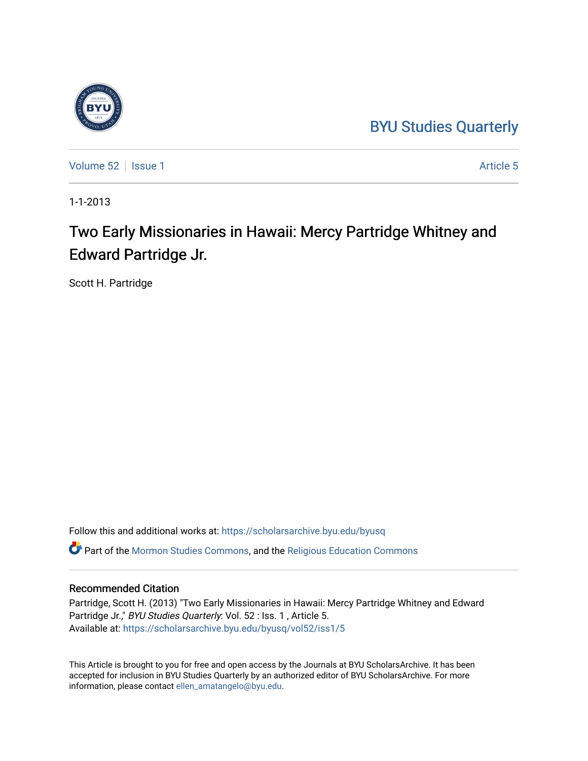BYU Studies Quarterly

Volume 52 | Issue 1 | Article 5

1-1-2013

# Two Early Missionaries in Hawaii: Mercy Partridge Whitney and Edward Partridge Jr.

Scott H. Partridge

Follow this and additional works at: https://scholarsarchive.byu.edu/byusq

Part of the Mormon Studies Commons, and the Religious Education Commons

## Recommended Citation

Partridge, Scott H. (2013) "Two Early Missionaries in Hawaii: Mercy Partridge Whitney and Edward Partridge Jr.," *BYU Studies Quarterly*: Vol. 52 : Iss. 1 , Article 5.
Available at: https://scholarsarchive.byu.edu/byusq/vol52/iss1/5

This Article is brought to you for free and open access by the Journals at BYU ScholarsArchive. It has been accepted for inclusion in BYU Studies Quarterly by an authorized editor of BYU ScholarsArchive. For more information, please contact ellen_amatangelo@byu.edu.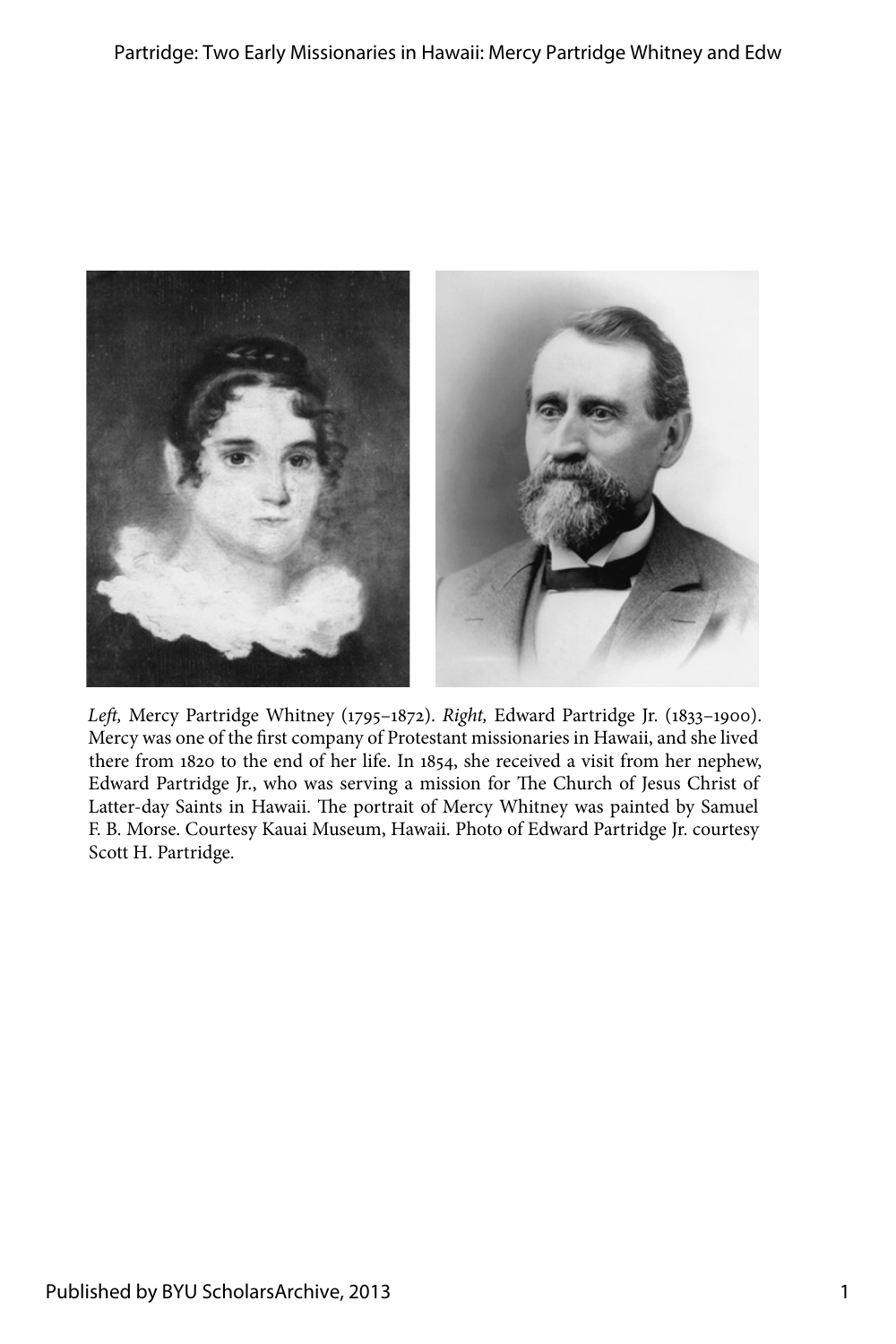*Left,* Mercy Partridge Whitney (1795–1872). *Right,* Edward Partridge Jr. (1833–1900). Mercy was one of the first company of Protestant missionaries in Hawaii, and she lived there from 1820 to the end of her life. In 1854, she received a visit from her nephew, Edward Partridge Jr., who was serving a mission for The Church of Jesus Christ of Latter-day Saints in Hawaii. The portrait of Mercy Whitney was painted by Samuel F. B. Morse. Courtesy Kauai Museum, Hawaii. Photo of Edward Partridge Jr. courtesy Scott H. Partridge.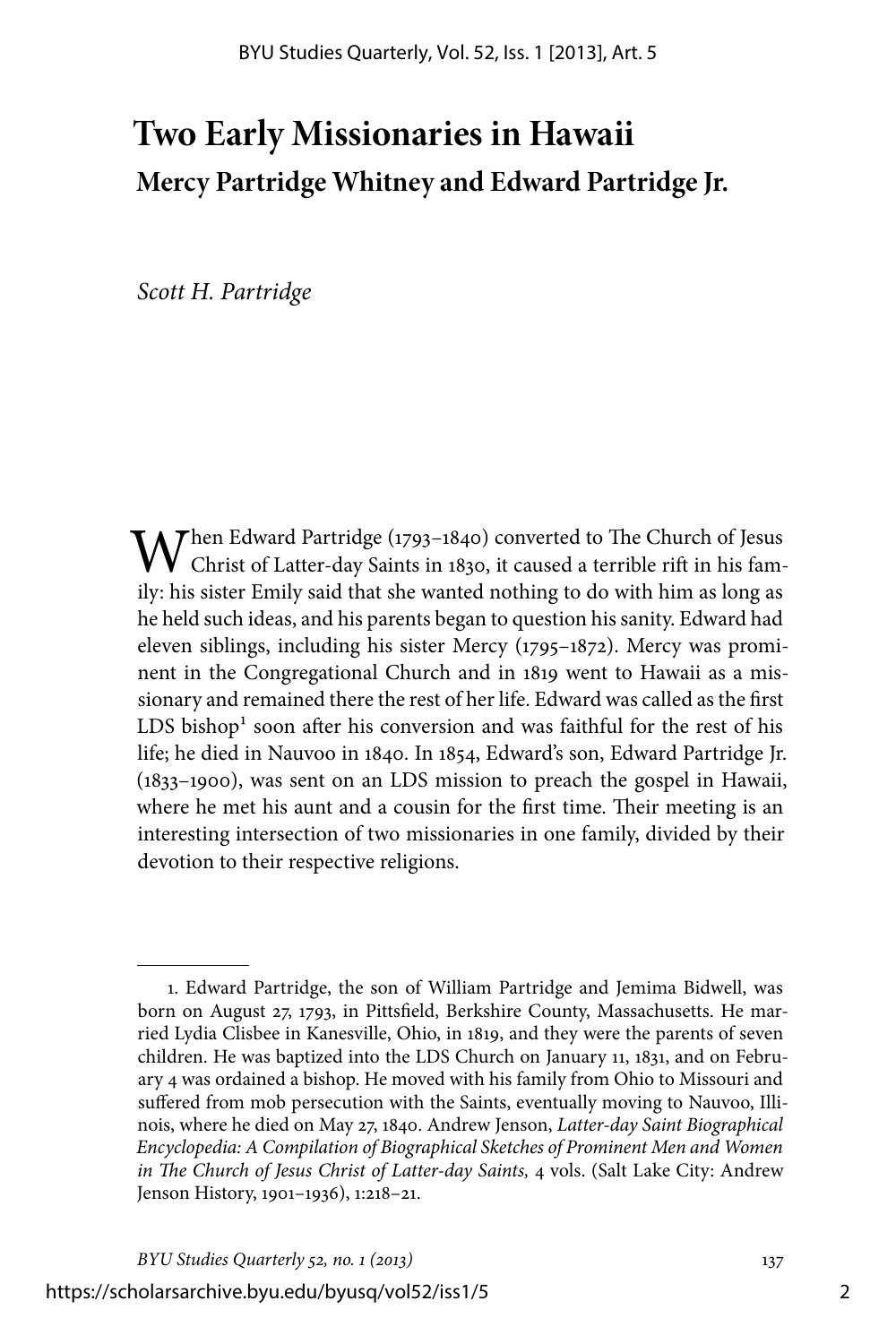# Two Early Missionaries in Hawaii

## Mercy Partridge Whitney and Edward Partridge Jr.

*Scott H. Partridge*

When Edward Partridge (1793–1840) converted to The Church of Jesus Christ of Latter-day Saints in 1830, it caused a terrible rift in his family: his sister Emily said that she wanted nothing to do with him as long as he held such ideas, and his parents began to question his sanity. Edward had eleven siblings, including his sister Mercy (1795–1872). Mercy was prominent in the Congregational Church and in 1819 went to Hawaii as a missionary and remained there the rest of her life. Edward was called as the first LDS bishop[1] soon after his conversion and was faithful for the rest of his life; he died in Nauvoo in 1840. In 1854, Edward's son, Edward Partridge Jr. (1833–1900), was sent on an LDS mission to preach the gospel in Hawaii, where he met his aunt and a cousin for the first time. Their meeting is an interesting intersection of two missionaries in one family, divided by their devotion to their respective religions.

---

1. Edward Partridge, the son of William Partridge and Jemima Bidwell, was born on August 27, 1793, in Pittsfield, Berkshire County, Massachusetts. He married Lydia Clisbee in Kanesville, Ohio, in 1819, and they were the parents of seven children. He was baptized into the LDS Church on January 11, 1831, and on February 4 was ordained a bishop. He moved with his family from Ohio to Missouri and suffered from mob persecution with the Saints, eventually moving to Nauvoo, Illinois, where he died on May 27, 1840. Andrew Jenson, *Latter-day Saint Biographical Encyclopedia: A Compilation of Biographical Sketches of Prominent Men and Women in The Church of Jesus Christ of Latter-day Saints,* 4 vols. (Salt Lake City: Andrew Jenson History, 1901–1936), 1:218–21.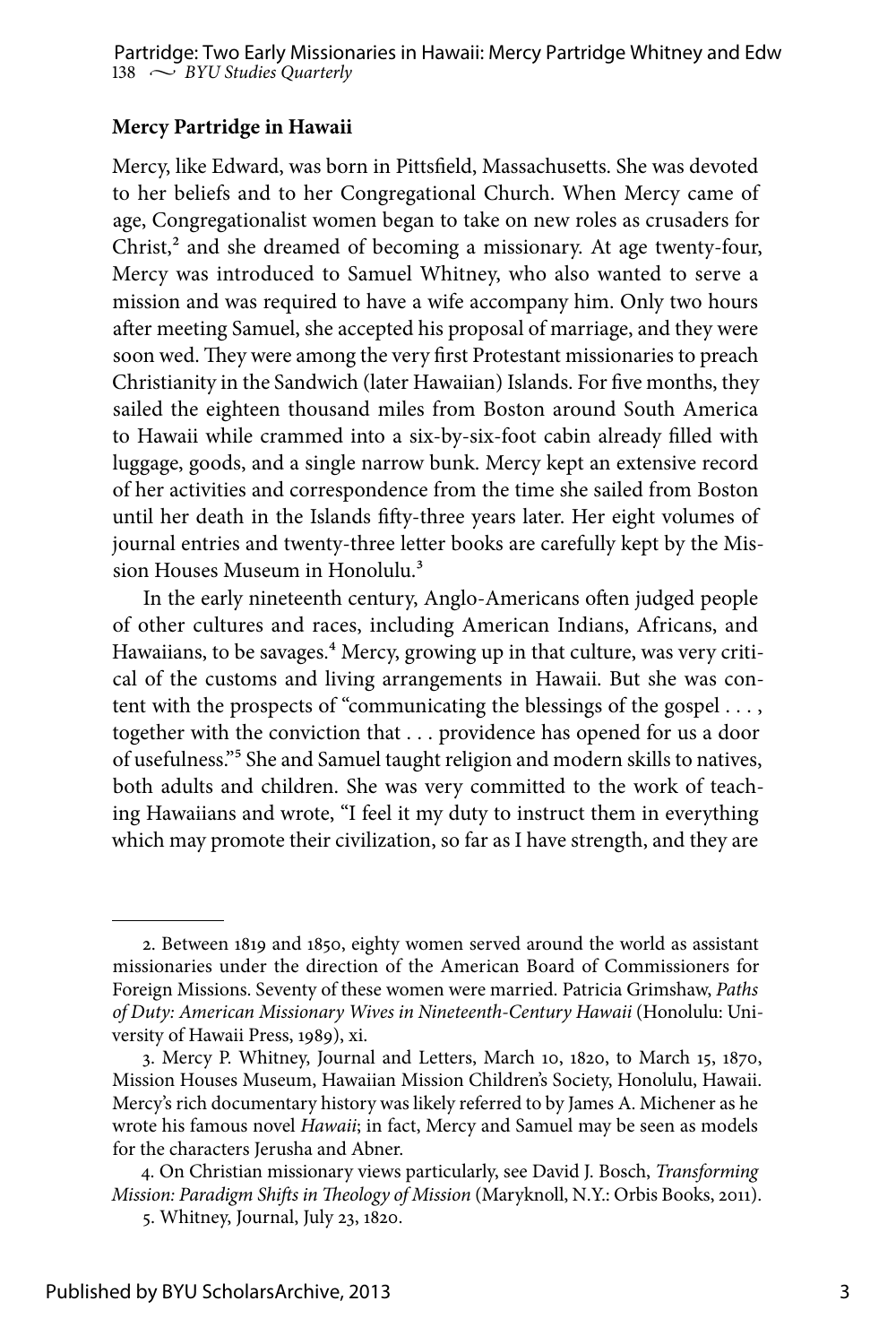## Mercy Partridge in Hawaii

Mercy, like Edward, was born in Pittsfield, Massachusetts. She was devoted to her beliefs and to her Congregational Church. When Mercy came of age, Congregationalist women began to take on new roles as crusaders for Christ,[2] and she dreamed of becoming a missionary. At age twenty-four, Mercy was introduced to Samuel Whitney, who also wanted to serve a mission and was required to have a wife accompany him. Only two hours after meeting Samuel, she accepted his proposal of marriage, and they were soon wed. They were among the very first Protestant missionaries to preach Christianity in the Sandwich (later Hawaiian) Islands. For five months, they sailed the eighteen thousand miles from Boston around South America to Hawaii while crammed into a six-by-six-foot cabin already filled with luggage, goods, and a single narrow bunk. Mercy kept an extensive record of her activities and correspondence from the time she sailed from Boston until her death in the Islands fifty-three years later. Her eight volumes of journal entries and twenty-three letter books are carefully kept by the Mission Houses Museum in Honolulu.[3]

In the early nineteenth century, Anglo-Americans often judged people of other cultures and races, including American Indians, Africans, and Hawaiians, to be savages.[4] Mercy, growing up in that culture, was very critical of the customs and living arrangements in Hawaii. But she was content with the prospects of "communicating the blessings of the gospel . . . , together with the conviction that . . . providence has opened for us a door of usefulness."[5] She and Samuel taught religion and modern skills to natives, both adults and children. She was very committed to the work of teaching Hawaiians and wrote, "I feel it my duty to instruct them in everything which may promote their civilization, so far as I have strength, and they are

---

2. Between 1819 and 1850, eighty women served around the world as assistant missionaries under the direction of the American Board of Commissioners for Foreign Missions. Seventy of these women were married. Patricia Grimshaw, *Paths of Duty: American Missionary Wives in Nineteenth-Century Hawaii* (Honolulu: University of Hawaii Press, 1989), xi.

3. Mercy P. Whitney, Journal and Letters, March 10, 1820, to March 15, 1870, Mission Houses Museum, Hawaiian Mission Children's Society, Honolulu, Hawaii. Mercy's rich documentary history was likely referred to by James A. Michener as he wrote his famous novel *Hawaii*; in fact, Mercy and Samuel may be seen as models for the characters Jerusha and Abner.

4. On Christian missionary views particularly, see David J. Bosch, *Transforming Mission: Paradigm Shifts in Theology of Mission* (Maryknoll, N.Y.: Orbis Books, 2011).

5. Whitney, Journal, July 23, 1820.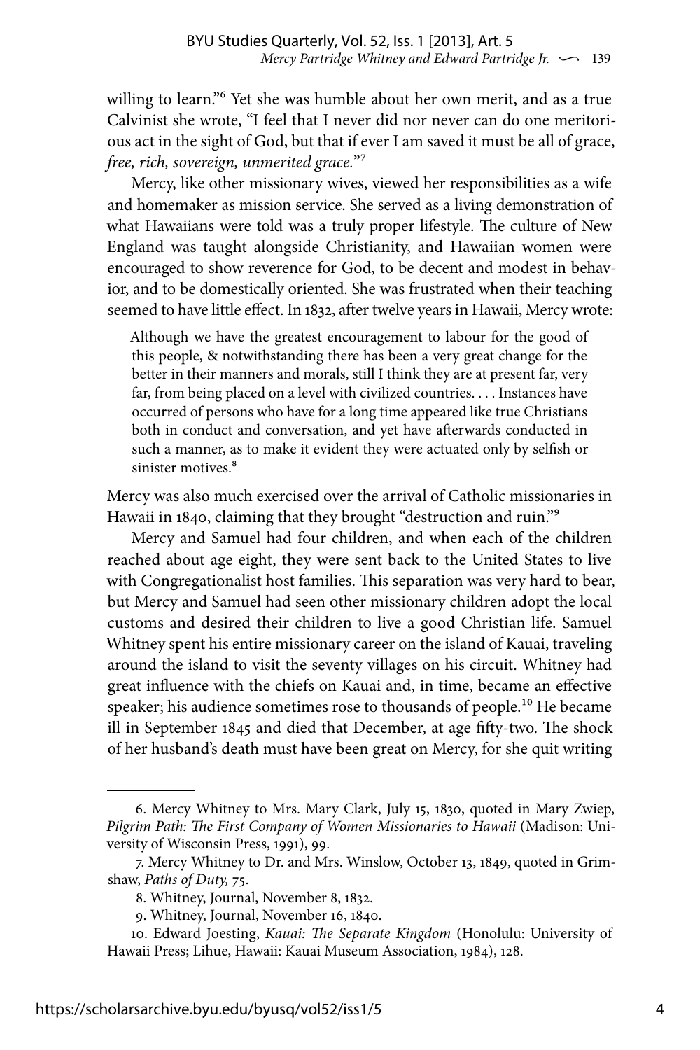willing to learn."[6] Yet she was humble about her own merit, and as a true Calvinist she wrote, "I feel that I never did nor never can do one meritorious act in the sight of God, but that if ever I am saved it must be all of grace, *free, rich, sovereign, unmerited grace.*"[7]

Mercy, like other missionary wives, viewed her responsibilities as a wife and homemaker as mission service. She served as a living demonstration of what Hawaiians were told was a truly proper lifestyle. The culture of New England was taught alongside Christianity, and Hawaiian women were encouraged to show reverence for God, to be decent and modest in behavior, and to be domestically oriented. She was frustrated when their teaching seemed to have little effect. In 1832, after twelve years in Hawaii, Mercy wrote:

> Although we have the greatest encouragement to labour for the good of this people, & notwithstanding there has been a very great change for the better in their manners and morals, still I think they are at present far, very far, from being placed on a level with civilized countries. . . . Instances have occurred of persons who have for a long time appeared like true Christians both in conduct and conversation, and yet have afterwards conducted in such a manner, as to make it evident they were actuated only by selfish or sinister motives.[8]

Mercy was also much exercised over the arrival of Catholic missionaries in Hawaii in 1840, claiming that they brought "destruction and ruin."[9]

Mercy and Samuel had four children, and when each of the children reached about age eight, they were sent back to the United States to live with Congregationalist host families. This separation was very hard to bear, but Mercy and Samuel had seen other missionary children adopt the local customs and desired their children to live a good Christian life. Samuel Whitney spent his entire missionary career on the island of Kauai, traveling around the island to visit the seventy villages on his circuit. Whitney had great influence with the chiefs on Kauai and, in time, became an effective speaker; his audience sometimes rose to thousands of people.[10] He became ill in September 1845 and died that December, at age fifty-two. The shock of her husband's death must have been great on Mercy, for she quit writing

---

6. Mercy Whitney to Mrs. Mary Clark, July 15, 1830, quoted in Mary Zwiep, *Pilgrim Path: The First Company of Women Missionaries to Hawaii* (Madison: University of Wisconsin Press, 1991), 99.

7. Mercy Whitney to Dr. and Mrs. Winslow, October 13, 1849, quoted in Grimshaw, *Paths of Duty,* 75.

8. Whitney, Journal, November 8, 1832.

9. Whitney, Journal, November 16, 1840.

10. Edward Joesting, *Kauai: The Separate Kingdom* (Honolulu: University of Hawaii Press; Lihue, Hawaii: Kauai Museum Association, 1984), 128.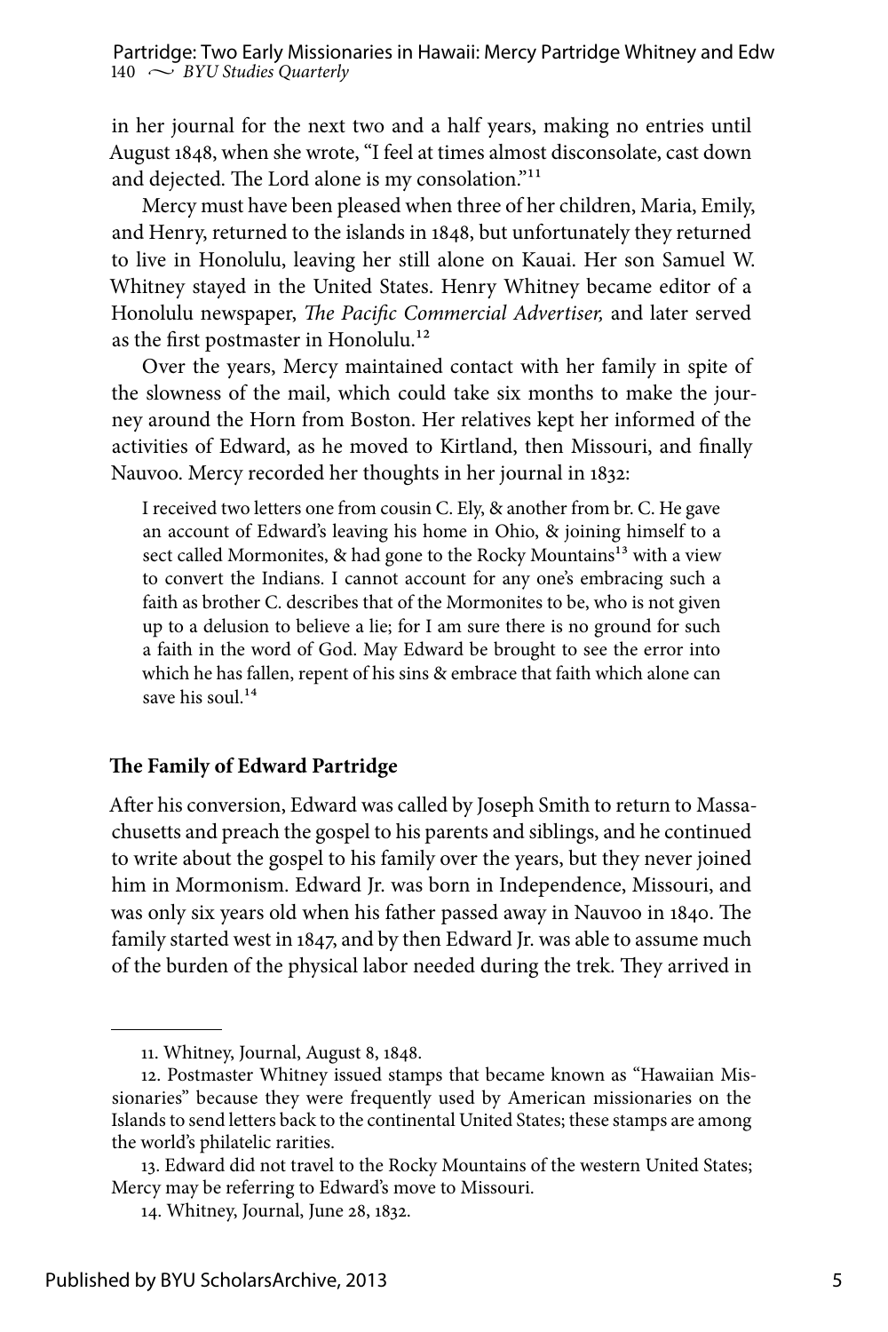in her journal for the next two and a half years, making no entries until August 1848, when she wrote, "I feel at times almost disconsolate, cast down and dejected. The Lord alone is my consolation."[11]

Mercy must have been pleased when three of her children, Maria, Emily, and Henry, returned to the islands in 1848, but unfortunately they returned to live in Honolulu, leaving her still alone on Kauai. Her son Samuel W. Whitney stayed in the United States. Henry Whitney became editor of a Honolulu newspaper, *The Pacific Commercial Advertiser,* and later served as the first postmaster in Honolulu.[12]

Over the years, Mercy maintained contact with her family in spite of the slowness of the mail, which could take six months to make the journey around the Horn from Boston. Her relatives kept her informed of the activities of Edward, as he moved to Kirtland, then Missouri, and finally Nauvoo. Mercy recorded her thoughts in her journal in 1832:

> I received two letters one from cousin C. Ely, & another from br. C. He gave an account of Edward's leaving his home in Ohio, & joining himself to a sect called Mormonites, & had gone to the Rocky Mountains[13] with a view to convert the Indians. I cannot account for any one's embracing such a faith as brother C. describes that of the Mormonites to be, who is not given up to a delusion to believe a lie; for I am sure there is no ground for such a faith in the word of God. May Edward be brought to see the error into which he has fallen, repent of his sins & embrace that faith which alone can save his soul.[14]

### The Family of Edward Partridge

After his conversion, Edward was called by Joseph Smith to return to Massachusetts and preach the gospel to his parents and siblings, and he continued to write about the gospel to his family over the years, but they never joined him in Mormonism. Edward Jr. was born in Independence, Missouri, and was only six years old when his father passed away in Nauvoo in 1840. The family started west in 1847, and by then Edward Jr. was able to assume much of the burden of the physical labor needed during the trek. They arrived in

---

11. Whitney, Journal, August 8, 1848.

12. Postmaster Whitney issued stamps that became known as "Hawaiian Missionaries" because they were frequently used by American missionaries on the Islands to send letters back to the continental United States; these stamps are among the world's philatelic rarities.

13. Edward did not travel to the Rocky Mountains of the western United States; Mercy may be referring to Edward's move to Missouri.

14. Whitney, Journal, June 28, 1832.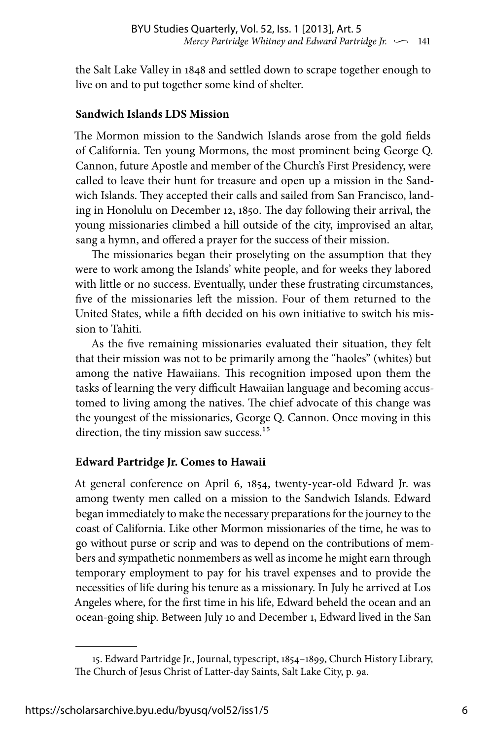the Salt Lake Valley in 1848 and settled down to scrape together enough to live on and to put together some kind of shelter.

## Sandwich Islands LDS Mission

The Mormon mission to the Sandwich Islands arose from the gold fields of California. Ten young Mormons, the most prominent being George Q. Cannon, future Apostle and member of the Church's First Presidency, were called to leave their hunt for treasure and open up a mission in the Sandwich Islands. They accepted their calls and sailed from San Francisco, landing in Honolulu on December 12, 1850. The day following their arrival, the young missionaries climbed a hill outside of the city, improvised an altar, sang a hymn, and offered a prayer for the success of their mission.

The missionaries began their proselyting on the assumption that they were to work among the Islands' white people, and for weeks they labored with little or no success. Eventually, under these frustrating circumstances, five of the missionaries left the mission. Four of them returned to the United States, while a fifth decided on his own initiative to switch his mission to Tahiti.

As the five remaining missionaries evaluated their situation, they felt that their mission was not to be primarily among the "haoles" (whites) but among the native Hawaiians. This recognition imposed upon them the tasks of learning the very difficult Hawaiian language and becoming accustomed to living among the natives. The chief advocate of this change was the youngest of the missionaries, George Q. Cannon. Once moving in this direction, the tiny mission saw success.[15]

## Edward Partridge Jr. Comes to Hawaii

At general conference on April 6, 1854, twenty-year-old Edward Jr. was among twenty men called on a mission to the Sandwich Islands. Edward began immediately to make the necessary preparations for the journey to the coast of California. Like other Mormon missionaries of the time, he was to go without purse or scrip and was to depend on the contributions of members and sympathetic nonmembers as well as income he might earn through temporary employment to pay for his travel expenses and to provide the necessities of life during his tenure as a missionary. In July he arrived at Los Angeles where, for the first time in his life, Edward beheld the ocean and an ocean-going ship. Between July 10 and December 1, Edward lived in the San

---

15. Edward Partridge Jr., Journal, typescript, 1854–1899, Church History Library, The Church of Jesus Christ of Latter-day Saints, Salt Lake City, p. 9a.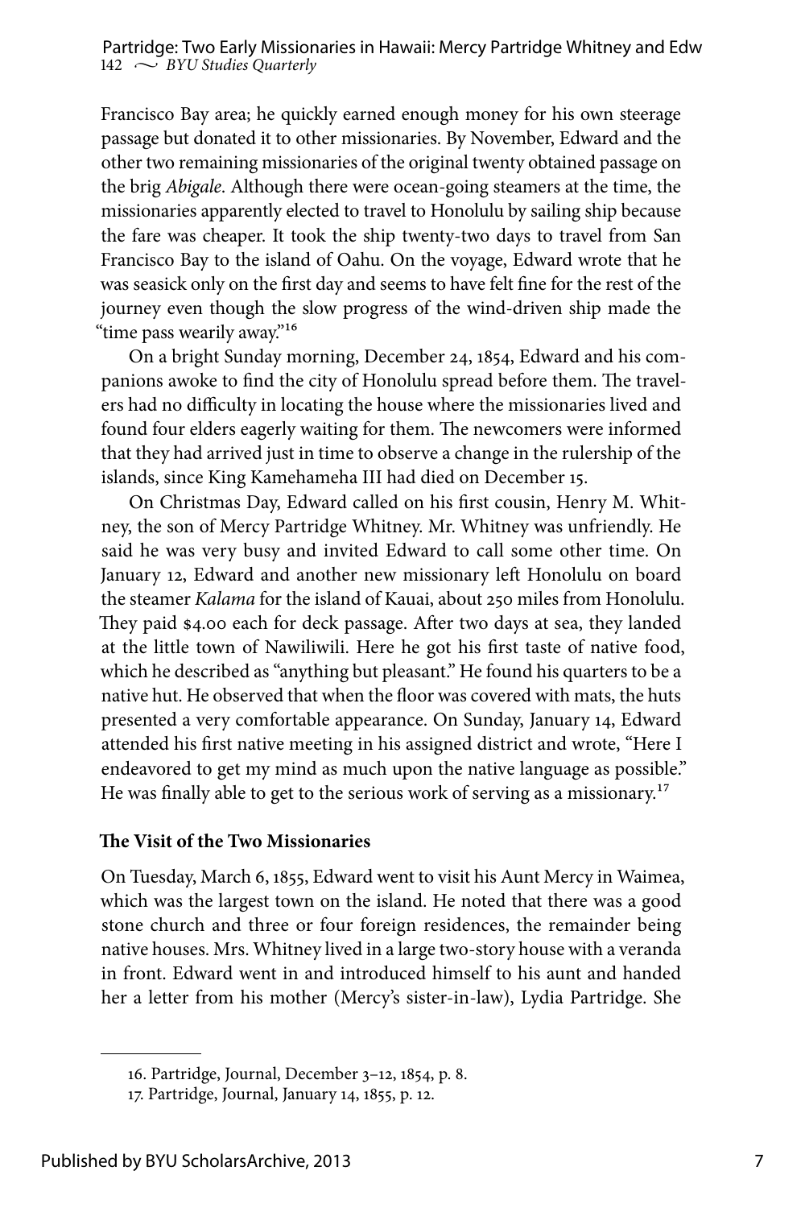Francisco Bay area; he quickly earned enough money for his own steerage passage but donated it to other missionaries. By November, Edward and the other two remaining missionaries of the original twenty obtained passage on the brig *Abigale*. Although there were ocean-going steamers at the time, the missionaries apparently elected to travel to Honolulu by sailing ship because the fare was cheaper. It took the ship twenty-two days to travel from San Francisco Bay to the island of Oahu. On the voyage, Edward wrote that he was seasick only on the first day and seems to have felt fine for the rest of the journey even though the slow progress of the wind-driven ship made the "time pass wearily away."[16]

On a bright Sunday morning, December 24, 1854, Edward and his companions awoke to find the city of Honolulu spread before them. The travelers had no difficulty in locating the house where the missionaries lived and found four elders eagerly waiting for them. The newcomers were informed that they had arrived just in time to observe a change in the rulership of the islands, since King Kamehameha III had died on December 15.

On Christmas Day, Edward called on his first cousin, Henry M. Whitney, the son of Mercy Partridge Whitney. Mr. Whitney was unfriendly. He said he was very busy and invited Edward to call some other time. On January 12, Edward and another new missionary left Honolulu on board the steamer *Kalama* for the island of Kauai, about 250 miles from Honolulu. They paid $4.00 each for deck passage. After two days at sea, they landed at the little town of Nawiliwili. Here he got his first taste of native food, which he described as "anything but pleasant." He found his quarters to be a native hut. He observed that when the floor was covered with mats, the huts presented a very comfortable appearance. On Sunday, January 14, Edward attended his first native meeting in his assigned district and wrote, "Here I endeavored to get my mind as much upon the native language as possible." He was finally able to get to the serious work of serving as a missionary.[17]

### The Visit of the Two Missionaries

On Tuesday, March 6, 1855, Edward went to visit his Aunt Mercy in Waimea, which was the largest town on the island. He noted that there was a good stone church and three or four foreign residences, the remainder being native houses. Mrs. Whitney lived in a large two-story house with a veranda in front. Edward went in and introduced himself to his aunt and handed her a letter from his mother (Mercy's sister-in-law), Lydia Partridge. She

---

16. Partridge, Journal, December 3–12, 1854, p. 8.

17. Partridge, Journal, January 14, 1855, p. 12.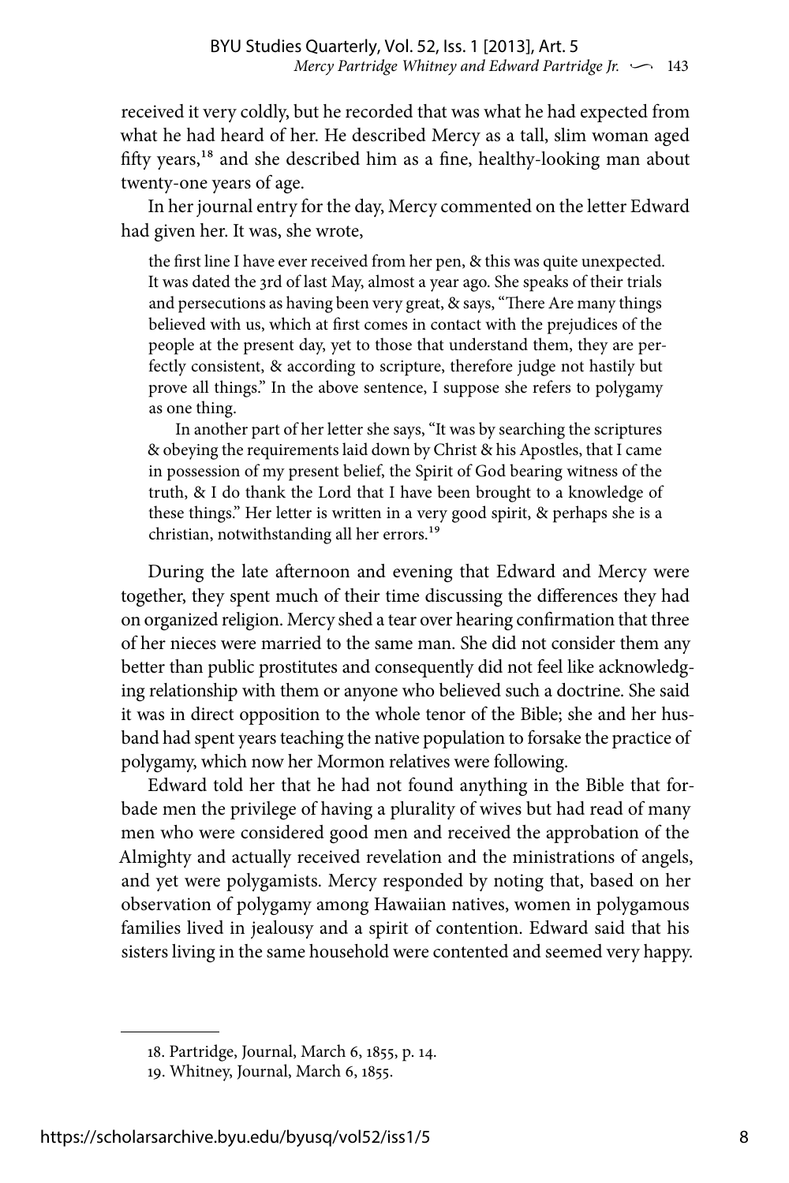received it very coldly, but he recorded that was what he had expected from what he had heard of her. He described Mercy as a tall, slim woman aged fifty years,[18] and she described him as a fine, healthy-looking man about twenty-one years of age.

In her journal entry for the day, Mercy commented on the letter Edward had given her. It was, she wrote,

> the first line I have ever received from her pen, & this was quite unexpected. It was dated the 3rd of last May, almost a year ago. She speaks of their trials and persecutions as having been very great, & says, "There Are many things believed with us, which at first comes in contact with the prejudices of the people at the present day, yet to those that understand them, they are perfectly consistent, & according to scripture, therefore judge not hastily but prove all things." In the above sentence, I suppose she refers to polygamy as one thing.
>
> In another part of her letter she says, "It was by searching the scriptures & obeying the requirements laid down by Christ & his Apostles, that I came in possession of my present belief, the Spirit of God bearing witness of the truth, & I do thank the Lord that I have been brought to a knowledge of these things." Her letter is written in a very good spirit, & perhaps she is a christian, notwithstanding all her errors.[19]

During the late afternoon and evening that Edward and Mercy were together, they spent much of their time discussing the differences they had on organized religion. Mercy shed a tear over hearing confirmation that three of her nieces were married to the same man. She did not consider them any better than public prostitutes and consequently did not feel like acknowledging relationship with them or anyone who believed such a doctrine. She said it was in direct opposition to the whole tenor of the Bible; she and her husband had spent years teaching the native population to forsake the practice of polygamy, which now her Mormon relatives were following.

Edward told her that he had not found anything in the Bible that forbade men the privilege of having a plurality of wives but had read of many men who were considered good men and received the approbation of the Almighty and actually received revelation and the ministrations of angels, and yet were polygamists. Mercy responded by noting that, based on her observation of polygamy among Hawaiian natives, women in polygamous families lived in jealousy and a spirit of contention. Edward said that his sisters living in the same household were contented and seemed very happy.

---

18. Partridge, Journal, March 6, 1855, p. 14.
19. Whitney, Journal, March 6, 1855.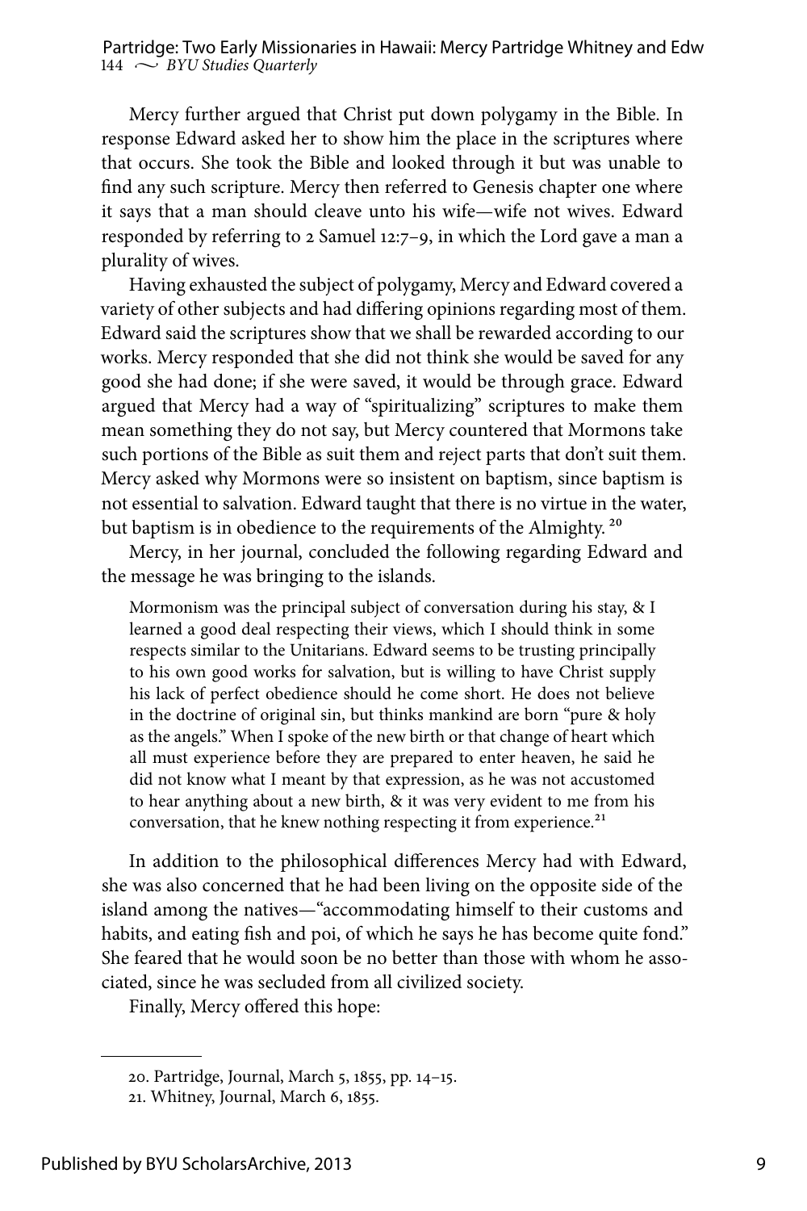Mercy further argued that Christ put down polygamy in the Bible. In response Edward asked her to show him the place in the scriptures where that occurs. She took the Bible and looked through it but was unable to find any such scripture. Mercy then referred to Genesis chapter one where it says that a man should cleave unto his wife—wife not wives. Edward responded by referring to 2 Samuel 12:7–9, in which the Lord gave a man a plurality of wives.

Having exhausted the subject of polygamy, Mercy and Edward covered a variety of other subjects and had differing opinions regarding most of them. Edward said the scriptures show that we shall be rewarded according to our works. Mercy responded that she did not think she would be saved for any good she had done; if she were saved, it would be through grace. Edward argued that Mercy had a way of "spiritualizing" scriptures to make them mean something they do not say, but Mercy countered that Mormons take such portions of the Bible as suit them and reject parts that don't suit them. Mercy asked why Mormons were so insistent on baptism, since baptism is not essential to salvation. Edward taught that there is no virtue in the water, but baptism is in obedience to the requirements of the Almighty.[20]

Mercy, in her journal, concluded the following regarding Edward and the message he was bringing to the islands.

> Mormonism was the principal subject of conversation during his stay, & I learned a good deal respecting their views, which I should think in some respects similar to the Unitarians. Edward seems to be trusting principally to his own good works for salvation, but is willing to have Christ supply his lack of perfect obedience should he come short. He does not believe in the doctrine of original sin, but thinks mankind are born "pure & holy as the angels." When I spoke of the new birth or that change of heart which all must experience before they are prepared to enter heaven, he said he did not know what I meant by that expression, as he was not accustomed to hear anything about a new birth, & it was very evident to me from his conversation, that he knew nothing respecting it from experience.[21]

In addition to the philosophical differences Mercy had with Edward, she was also concerned that he had been living on the opposite side of the island among the natives—"accommodating himself to their customs and habits, and eating fish and poi, of which he says he has become quite fond." She feared that he would soon be no better than those with whom he associated, since he was secluded from all civilized society.

Finally, Mercy offered this hope:

---

20. Partridge, Journal, March 5, 1855, pp. 14–15.

21. Whitney, Journal, March 6, 1855.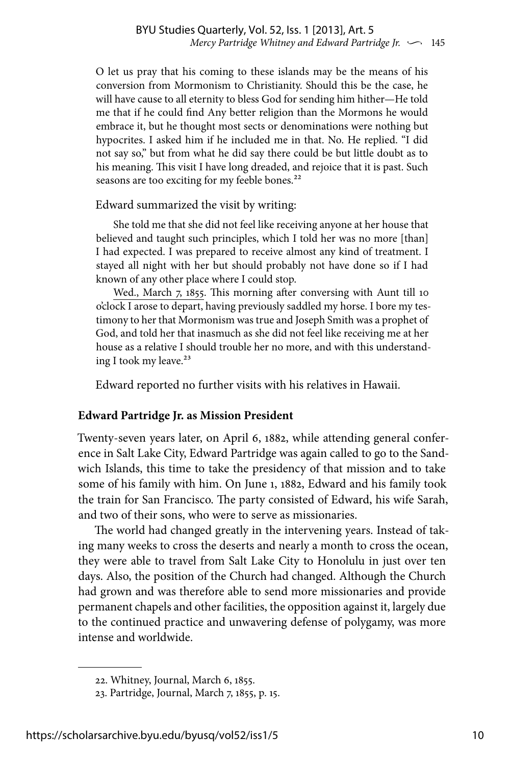O let us pray that his coming to these islands may be the means of his conversion from Mormonism to Christianity. Should this be the case, he will have cause to all eternity to bless God for sending him hither—He told me that if he could find Any better religion than the Mormons he would embrace it, but he thought most sects or denominations were nothing but hypocrites. I asked him if he included me in that. No. He replied. "I did not say so," but from what he did say there could be but little doubt as to his meaning. This visit I have long dreaded, and rejoice that it is past. Such seasons are too exciting for my feeble bones.[22]

Edward summarized the visit by writing:

> She told me that she did not feel like receiving anyone at her house that believed and taught such principles, which I told her was no more [than] I had expected. I was prepared to receive almost any kind of treatment. I stayed all night with her but should probably not have done so if I had known of any other place where I could stop.
>
> Wed., March 7, 1855. This morning after conversing with Aunt till 10 o'clock I arose to depart, having previously saddled my horse. I bore my testimony to her that Mormonism was true and Joseph Smith was a prophet of God, and told her that inasmuch as she did not feel like receiving me at her house as a relative I should trouble her no more, and with this understanding I took my leave.[23]

Edward reported no further visits with his relatives in Hawaii.

**Edward Partridge Jr. as Mission President**

Twenty-seven years later, on April 6, 1882, while attending general conference in Salt Lake City, Edward Partridge was again called to go to the Sandwich Islands, this time to take the presidency of that mission and to take some of his family with him. On June 1, 1882, Edward and his family took the train for San Francisco. The party consisted of Edward, his wife Sarah, and two of their sons, who were to serve as missionaries.

The world had changed greatly in the intervening years. Instead of taking many weeks to cross the deserts and nearly a month to cross the ocean, they were able to travel from Salt Lake City to Honolulu in just over ten days. Also, the position of the Church had changed. Although the Church had grown and was therefore able to send more missionaries and provide permanent chapels and other facilities, the opposition against it, largely due to the continued practice and unwavering defense of polygamy, was more intense and worldwide.

---

22. Whitney, Journal, March 6, 1855.
23. Partridge, Journal, March 7, 1855, p. 15.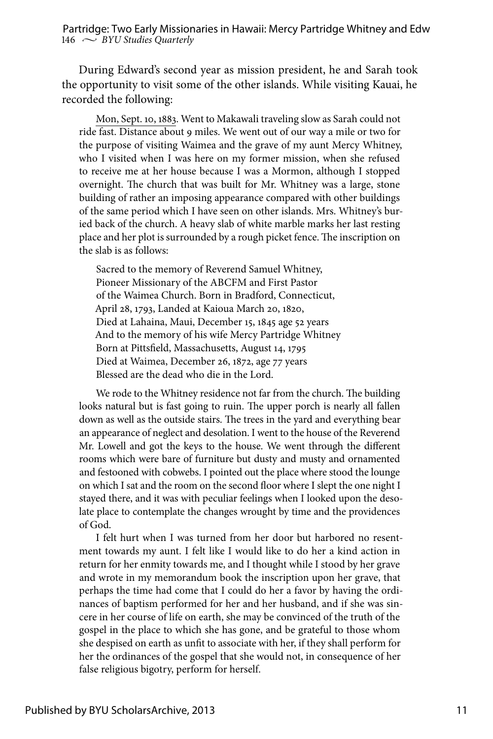During Edward's second year as mission president, he and Sarah took the opportunity to visit some of the other islands. While visiting Kauai, he recorded the following:

> Mon, Sept. 10, 1883. Went to Makawali traveling slow as Sarah could not ride fast. Distance about 9 miles. We went out of our way a mile or two for the purpose of visiting Waimea and the grave of my aunt Mercy Whitney, who I visited when I was here on my former mission, when she refused to receive me at her house because I was a Mormon, although I stopped overnight. The church that was built for Mr. Whitney was a large, stone building of rather an imposing appearance compared with other buildings of the same period which I have seen on other islands. Mrs. Whitney's buried back of the church. A heavy slab of white marble marks her last resting place and her plot is surrounded by a rough picket fence. The inscription on the slab is as follows:
>
> Sacred to the memory of Reverend Samuel Whitney,
> Pioneer Missionary of the ABCFM and First Pastor
> of the Waimea Church. Born in Bradford, Connecticut,
> April 28, 1793, Landed at Kaioua March 20, 1820,
> Died at Lahaina, Maui, December 15, 1845 age 52 years
> And to the memory of his wife Mercy Partridge Whitney
> Born at Pittsfield, Massachusetts, August 14, 1795
> Died at Waimea, December 26, 1872, age 77 years
> Blessed are the dead who die in the Lord.
>
> We rode to the Whitney residence not far from the church. The building looks natural but is fast going to ruin. The upper porch is nearly all fallen down as well as the outside stairs. The trees in the yard and everything bear an appearance of neglect and desolation. I went to the house of the Reverend Mr. Lowell and got the keys to the house. We went through the different rooms which were bare of furniture but dusty and musty and ornamented and festooned with cobwebs. I pointed out the place where stood the lounge on which I sat and the room on the second floor where I slept the one night I stayed there, and it was with peculiar feelings when I looked upon the desolate place to contemplate the changes wrought by time and the providences of God.
>
> I felt hurt when I was turned from her door but harbored no resentment towards my aunt. I felt like I would like to do her a kind action in return for her enmity towards me, and I thought while I stood by her grave and wrote in my memorandum book the inscription upon her grave, that perhaps the time had come that I could do her a favor by having the ordinances of baptism performed for her and her husband, and if she was sincere in her course of life on earth, she may be convinced of the truth of the gospel in the place to which she has gone, and be grateful to those whom she despised on earth as unfit to associate with her, if they shall perform for her the ordinances of the gospel that she would not, in consequence of her false religious bigotry, perform for herself.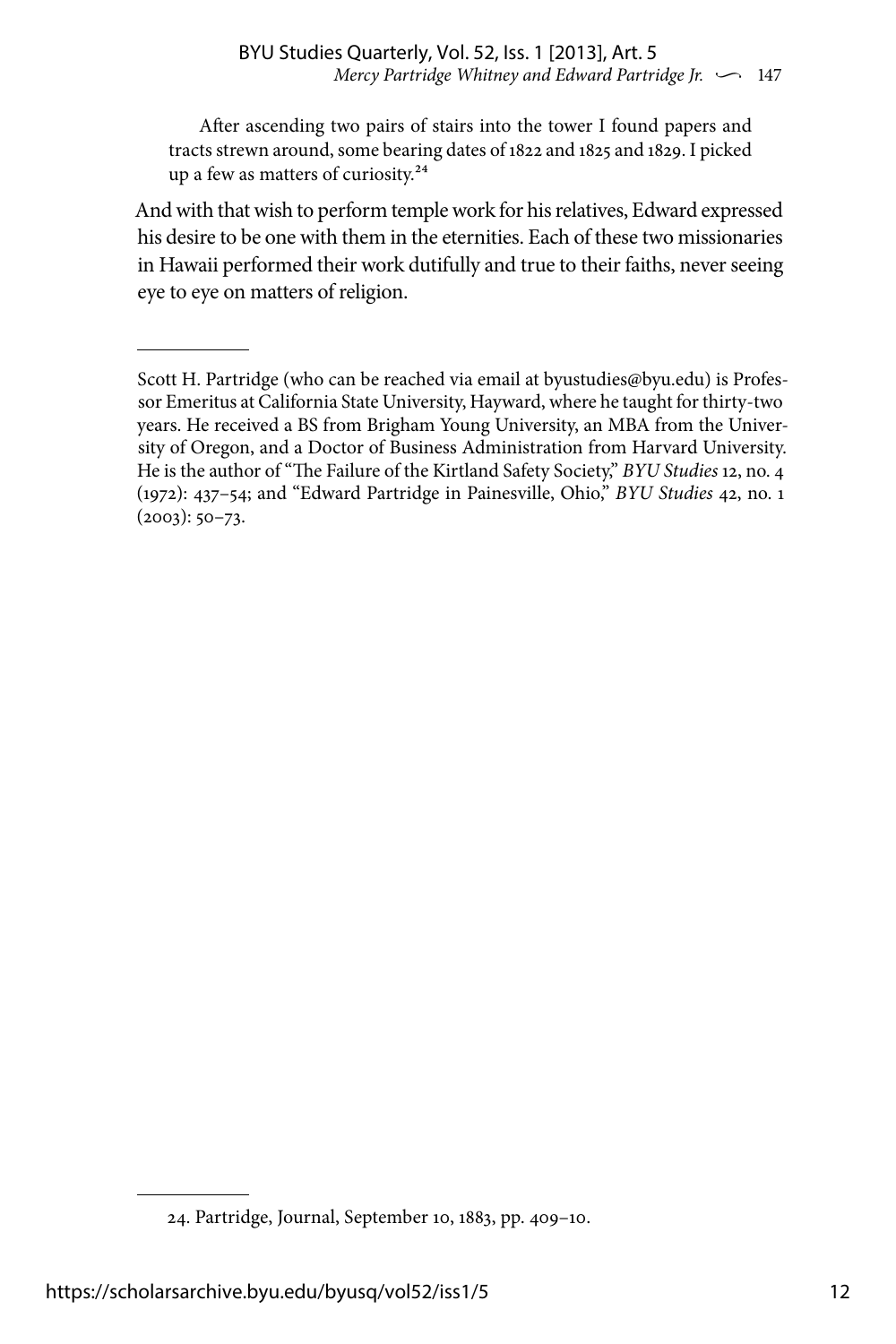> After ascending two pairs of stairs into the tower I found papers and tracts strewn around, some bearing dates of 1822 and 1825 and 1829. I picked up a few as matters of curiosity.[24]

And with that wish to perform temple work for his relatives, Edward expressed his desire to be one with them in the eternities. Each of these two missionaries in Hawaii performed their work dutifully and true to their faiths, never seeing eye to eye on matters of religion.

---

Scott H. Partridge (who can be reached via email at byustudies@byu.edu) is Professor Emeritus at California State University, Hayward, where he taught for thirty-two years. He received a BS from Brigham Young University, an MBA from the University of Oregon, and a Doctor of Business Administration from Harvard University. He is the author of "The Failure of the Kirtland Safety Society," *BYU Studies* 12, no. 4 (1972): 437–54; and "Edward Partridge in Painesville, Ohio," *BYU Studies* 42, no. 1 (2003): 50–73.

---

24. Partridge, Journal, September 10, 1883, pp. 409–10.